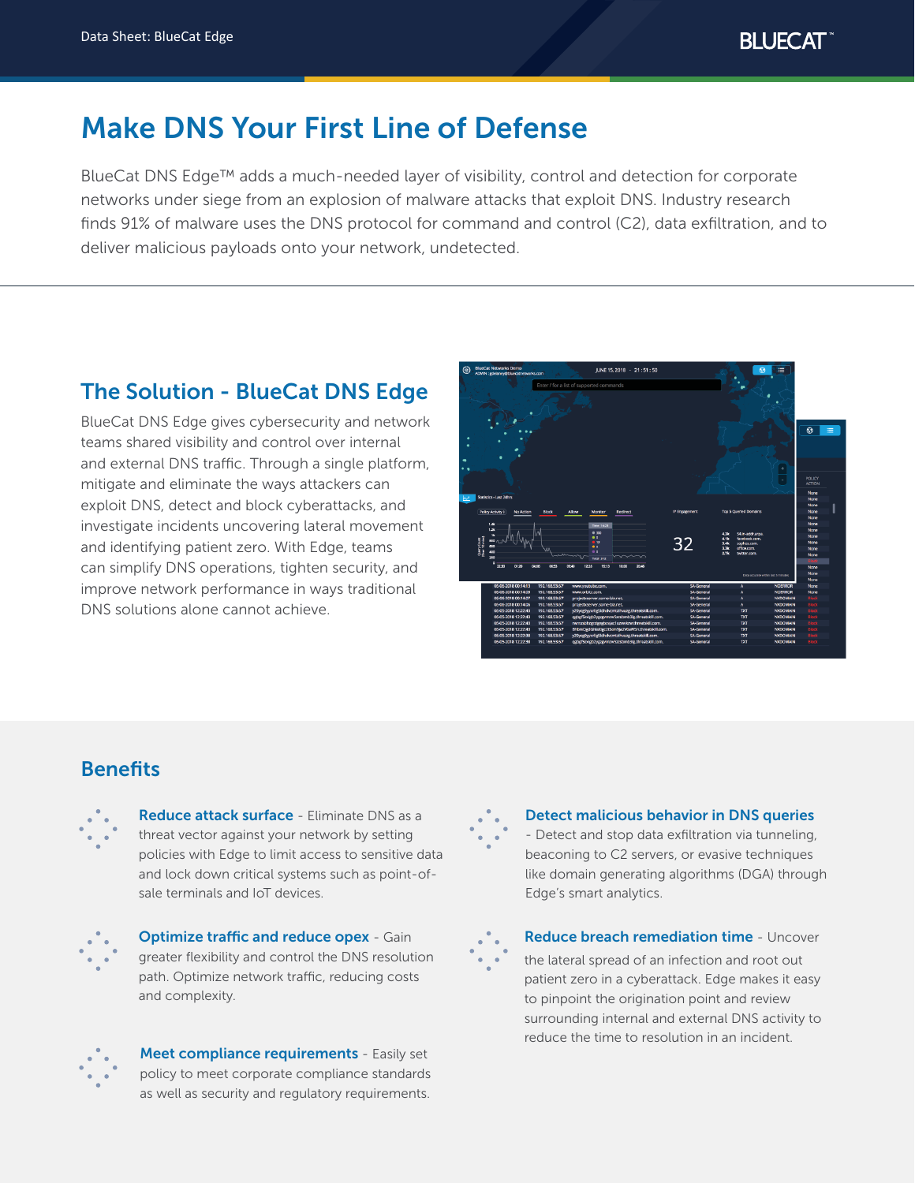# Make DNS Your First Line of Defense

BlueCat DNS Edge™ adds a much-needed layer of visibility, control and detection for corporate networks under siege from an explosion of malware attacks that exploit DNS. Industry research finds 91% of malware uses the DNS protocol for command and control (C2), data exfiltration, and to deliver malicious payloads onto your network, undetected.

## The Solution - BlueCat DNS Edge

BlueCat DNS Edge gives cybersecurity and network teams shared visibility and control over internal and external DNS traffic. Through a single platform, mitigate and eliminate the ways attackers can exploit DNS, detect and block cyberattacks, and investigate incidents uncovering lateral movement and identifying patient zero. With Edge, teams can simplify DNS operations, tighten security, and improve network performance in ways traditional DNS solutions alone cannot achieve.

## Benefits

**Reduce attack surface** - Eliminate DNS as a threat vector against your network by setting policies with Edge to limit access to sensitive data and lock down critical systems such as point-of-sale terminals and IoT devices.

**Optimize traffic and reduce opex** - Gain greater flexibility and control the DNS resolution path. Optimize network traffic, reducing costs and complexity.

**Meet compliance requirements** - Easily set policy to meet corporate compliance standards as well as security and regulatory requirements.

**Detect malicious behavior in DNS queries** - Detect and stop data exfiltration via tunneling, beaconing to C2 servers, or evasive techniques like domain generating algorithms (DGA) through Edge's smart analytics.

**Reduce breach remediation time** - Uncover the lateral spread of an infection and root out patient zero in a cyberattack. Edge makes it easy to pinpoint the origination point and review surrounding internal and external DNS activity to reduce the time to resolution in an incident.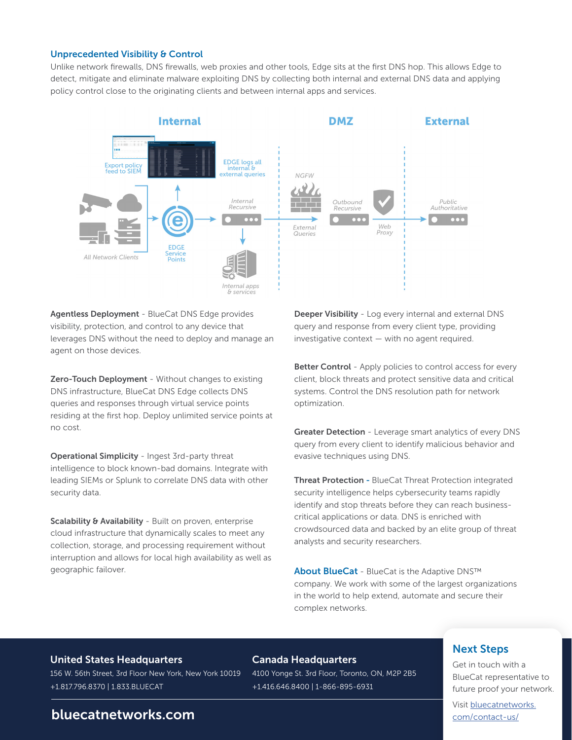## Unprecedented Visibility & Control

Unlike network firewalls, DNS firewalls, web proxies and other tools, Edge sits at the first DNS hop. This allows Edge to detect, mitigate and eliminate malware exploiting DNS by collecting both internal and external DNS data and applying policy control close to the originating clients and between internal apps and services.

Internal

DMZ

External

Export policy feed to SIEM

EDGE logs all internal & external queries

NGFW

Internal Recursive

Outbound Recursive

Public Authoritative

External Queries

Web Proxy

All Network Clients

EDGE Service Points

Internal apps & services

**Agentless Deployment** - BlueCat DNS Edge provides visibility, protection, and control to any device that leverages DNS without the need to deploy and manage an agent on those devices.

**Zero-Touch Deployment** - Without changes to existing DNS infrastructure, BlueCat DNS Edge collects DNS queries and responses through virtual service points residing at the first hop. Deploy unlimited service points at no cost.

**Operational Simplicity** - Ingest 3rd-party threat intelligence to block known-bad domains. Integrate with leading SIEMs or Splunk to correlate DNS data with other security data.

**Scalability & Availability** - Built on proven, enterprise cloud infrastructure that dynamically scales to meet any collection, storage, and processing requirement without interruption and allows for local high availability as well as geographic failover.

**Deeper Visibility** - Log every internal and external DNS query and response from every client type, providing investigative context — with no agent required.

**Better Control** - Apply policies to control access for every client, block threats and protect sensitive data and critical systems. Control the DNS resolution path for network optimization.

**Greater Detection** - Leverage smart analytics of every DNS query from every client to identify malicious behavior and evasive techniques using DNS.

**Threat Protection** - BlueCat Threat Protection integrated security intelligence helps cybersecurity teams rapidly identify and stop threats before they can reach business-critical applications or data. DNS is enriched with crowdsourced data and backed by an elite group of threat analysts and security researchers.

**About BlueCat** - BlueCat is the Adaptive DNS™ company. We work with some of the largest organizations in the world to help extend, automate and secure their complex networks.

### United States Headquarters

156 W. 56th Street, 3rd Floor New York, New York 10019

+1.817.796.8370 | 1.833.BLUECAT

### Canada Headquarters

4100 Yonge St. 3rd Floor, Toronto, ON, M2P 2B5

+1.416.646.8400 | 1-866-895-6931

**bluecatnetworks.com**

### Next Steps

Get in touch with a BlueCat representative to future proof your network.

Visit bluecatnetworks.com/contact-us/